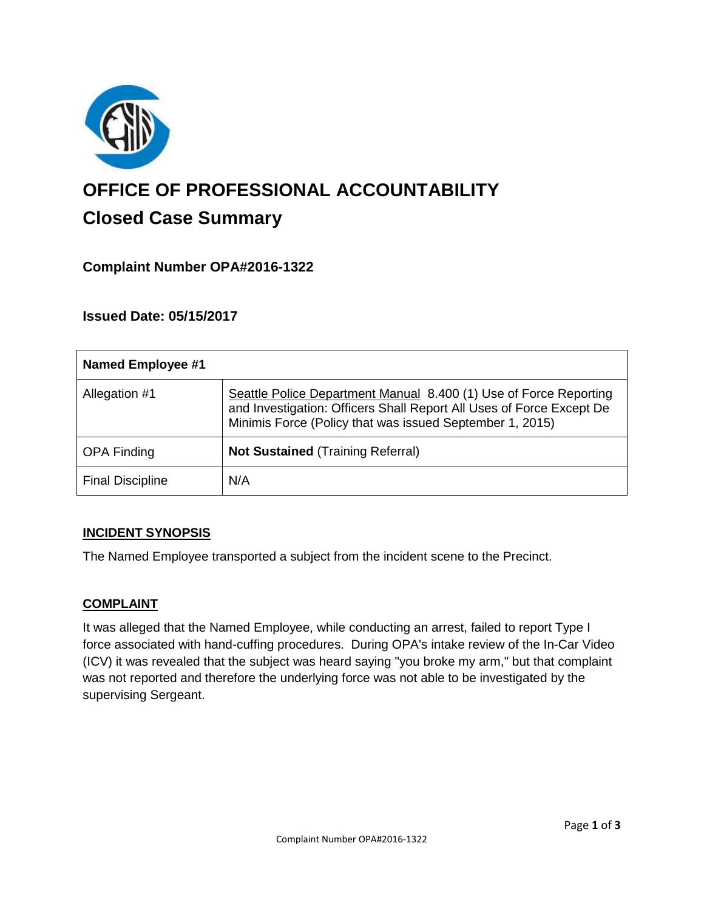# OFFICE OF PROFESSIONAL ACCOUNTABILITY

## Closed Case Summary

### Complaint Number OPA#2016-1322

### Issued Date: 05/15/2017

| Named Employee #1 | |
|---|---|
| Allegation #1 | Seattle Police Department Manual 8.400 (1) Use of Force Reporting and Investigation: Officers Shall Report All Uses of Force Except De Minimis Force (Policy that was issued September 1, 2015) |
| OPA Finding | **Not Sustained** (Training Referral) |
| Final Discipline | N/A |

### INCIDENT SYNOPSIS

The Named Employee transported a subject from the incident scene to the Precinct.

### COMPLAINT

It was alleged that the Named Employee, while conducting an arrest, failed to report Type I force associated with hand-cuffing procedures. During OPA's intake review of the In-Car Video (ICV) it was revealed that the subject was heard saying "you broke my arm," but that complaint was not reported and therefore the underlying force was not able to be investigated by the supervising Sergeant.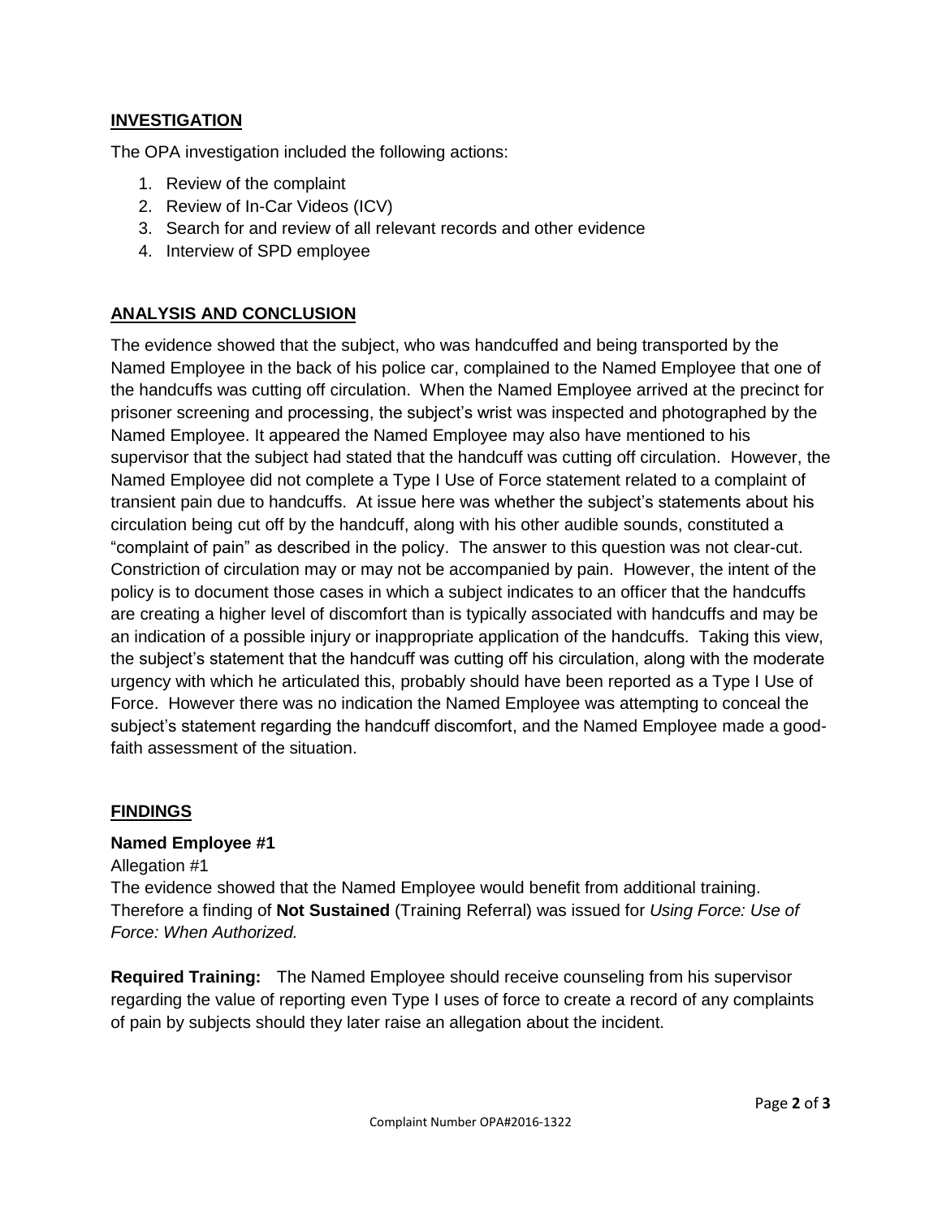## INVESTIGATION

The OPA investigation included the following actions:

1. Review of the complaint
2. Review of In-Car Videos (ICV)
3. Search for and review of all relevant records and other evidence
4. Interview of SPD employee

## ANALYSIS AND CONCLUSION

The evidence showed that the subject, who was handcuffed and being transported by the Named Employee in the back of his police car, complained to the Named Employee that one of the handcuffs was cutting off circulation. When the Named Employee arrived at the precinct for prisoner screening and processing, the subject's wrist was inspected and photographed by the Named Employee. It appeared the Named Employee may also have mentioned to his supervisor that the subject had stated that the handcuff was cutting off circulation. However, the Named Employee did not complete a Type I Use of Force statement related to a complaint of transient pain due to handcuffs. At issue here was whether the subject's statements about his circulation being cut off by the handcuff, along with his other audible sounds, constituted a "complaint of pain" as described in the policy. The answer to this question was not clear-cut. Constriction of circulation may or may not be accompanied by pain. However, the intent of the policy is to document those cases in which a subject indicates to an officer that the handcuffs are creating a higher level of discomfort than is typically associated with handcuffs and may be an indication of a possible injury or inappropriate application of the handcuffs. Taking this view, the subject's statement that the handcuff was cutting off his circulation, along with the moderate urgency with which he articulated this, probably should have been reported as a Type I Use of Force. However there was no indication the Named Employee was attempting to conceal the subject's statement regarding the handcuff discomfort, and the Named Employee made a good-faith assessment of the situation.

## FINDINGS

**Named Employee #1**

Allegation #1

The evidence showed that the Named Employee would benefit from additional training. Therefore a finding of **Not Sustained** (Training Referral) was issued for *Using Force: Use of Force: When Authorized.*

**Required Training:** The Named Employee should receive counseling from his supervisor regarding the value of reporting even Type I uses of force to create a record of any complaints of pain by subjects should they later raise an allegation about the incident.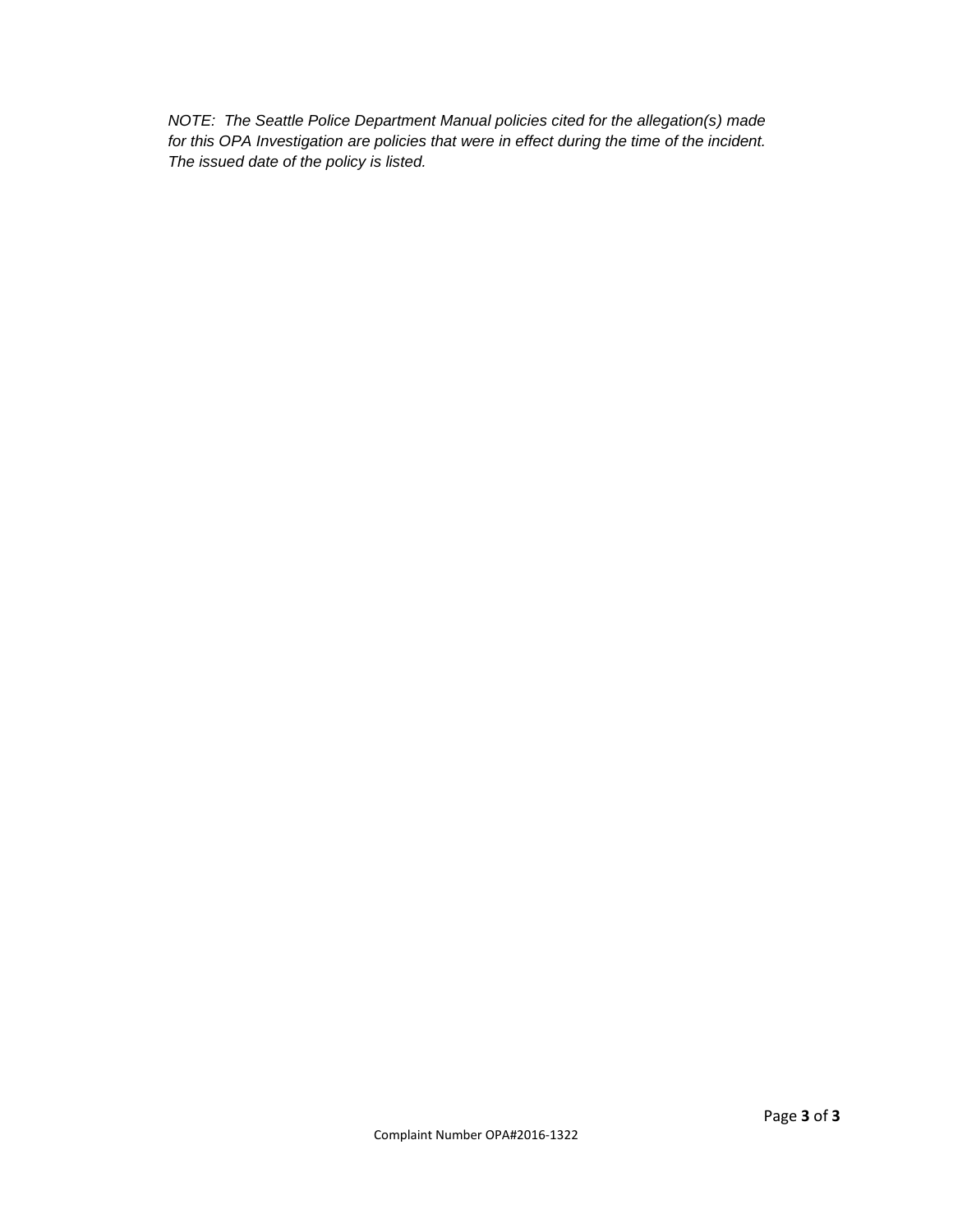*NOTE: The Seattle Police Department Manual policies cited for the allegation(s) made for this OPA Investigation are policies that were in effect during the time of the incident. The issued date of the policy is listed.*